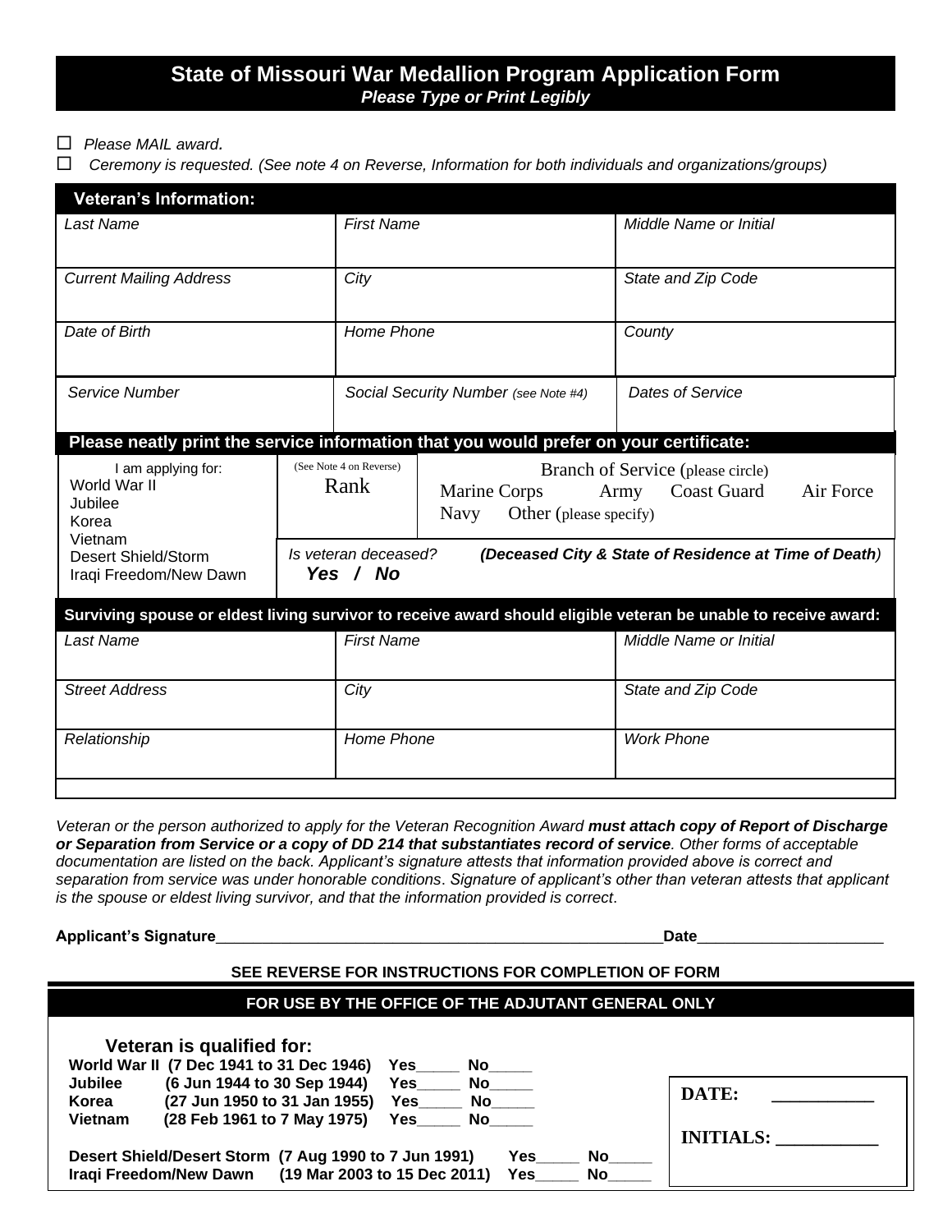# State of Missouri War Medallion Program Application Form

***Please Type or Print Legibly***

☐ *Please MAIL award.*

☐ *Ceremony is requested. (See note 4 on Reverse, Information for both individuals and organizations/groups)*

## Veteran's Information:

| *Last Name* | *First Name* | *Middle Name or Initial* |
|---|---|---|
| *Current Mailing Address* | *City* | *State and Zip Code* |
| *Date of Birth* | *Home Phone* | *County* |
| *Service Number* | *Social Security Number (see Note #4)* | *Dates of Service* |

## Please neatly print the service information that you would prefer on your certificate:

| I am applying for: World War II, Jubilee, Korea, Vietnam, Desert Shield/Storm, Iraqi Freedom/New Dawn | (See Note 4 on Reverse) Rank | Branch of Service (please circle): Marine Corps, Army, Coast Guard, Air Force, Navy, Other (please specify) |
|---|---|---|
| | *Is veteran deceased?* ***Yes / No*** | ***(Deceased City & State of Residence at Time of Death)*** |

## Surviving spouse or eldest living survivor to receive award should eligible veteran be unable to receive award:

| *Last Name* | *First Name* | *Middle Name or Initial* |
|---|---|---|
| *Street Address* | *City* | *State and Zip Code* |
| *Relationship* | *Home Phone* | *Work Phone* |

*Veteran or the person authorized to apply for the Veteran Recognition Award **must attach copy of Report of Discharge or Separation from Service or a copy of DD 214 that substantiates record of service**. Other forms of acceptable documentation are listed on the back. Applicant's signature attests that information provided above is correct and separation from service was under honorable conditions. Signature of applicant's other than veteran attests that applicant is the spouse or eldest living survivor, and that the information provided is correct.*

**Applicant's Signature**\_\_\_\_\_\_\_\_\_\_\_\_\_\_\_\_\_\_\_\_\_\_\_\_\_\_\_\_\_\_\_\_\_\_\_\_\_\_\_\_\_\_\_\_\_\_\_\_\_\_\_\_**Date**\_\_\_\_\_\_\_\_\_\_\_\_\_\_\_\_\_\_\_\_\_\_

**SEE REVERSE FOR INSTRUCTIONS FOR COMPLETION OF FORM**

## FOR USE BY THE OFFICE OF THE ADJUTANT GENERAL ONLY

**Veteran is qualified for:**

**World War II (7 Dec 1941 to 31 Dec 1946) Yes\_\_\_\_\_ No\_\_\_\_\_**
**Jubilee (6 Jun 1944 to 30 Sep 1944) Yes\_\_\_\_\_ No\_\_\_\_\_**
**Korea (27 Jun 1950 to 31 Jan 1955) Yes\_\_\_\_\_ No\_\_\_\_\_**
**Vietnam (28 Feb 1961 to 7 May 1975) Yes\_\_\_\_\_ No\_\_\_\_\_**

**Desert Shield/Desert Storm (7 Aug 1990 to 7 Jun 1991) Yes\_\_\_\_\_ No\_\_\_\_\_**
**Iraqi Freedom/New Dawn (19 Mar 2003 to 15 Dec 2011) Yes\_\_\_\_\_ No\_\_\_\_\_**

**DATE:** \_\_\_\_\_\_\_\_\_\_\_

**INITIALS:** \_\_\_\_\_\_\_\_\_\_\_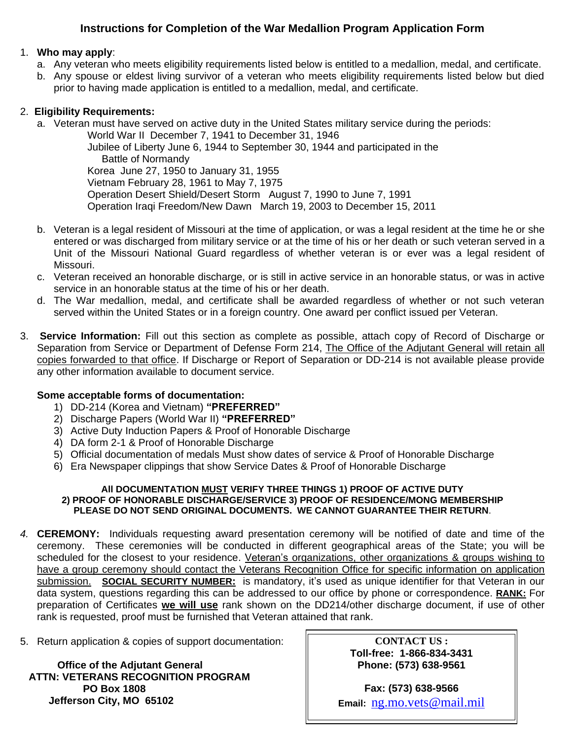## Instructions for Completion of the War Medallion Program Application Form

1. **Who may apply**:
   a. Any veteran who meets eligibility requirements listed below is entitled to a medallion, medal, and certificate.
   b. Any spouse or eldest living survivor of a veteran who meets eligibility requirements listed below but died prior to having made application is entitled to a medallion, medal, and certificate.

2. **Eligibility Requirements:**
   a. Veteran must have served on active duty in the United States military service during the periods:
      - World War II December 7, 1941 to December 31, 1946
      - Jubilee of Liberty June 6, 1944 to September 30, 1944 and participated in the Battle of Normandy
      - Korea June 27, 1950 to January 31, 1955
      - Vietnam February 28, 1961 to May 7, 1975
      - Operation Desert Shield/Desert Storm August 7, 1990 to June 7, 1991
      - Operation Iraqi Freedom/New Dawn March 19, 2003 to December 15, 2011

   b. Veteran is a legal resident of Missouri at the time of application, or was a legal resident at the time he or she entered or was discharged from military service or at the time of his or her death or such veteran served in a Unit of the Missouri National Guard regardless of whether veteran is or ever was a legal resident of Missouri.
   c. Veteran received an honorable discharge, or is still in active service in an honorable status, or was in active service in an honorable status at the time of his or her death.
   d. The War medallion, medal, and certificate shall be awarded regardless of whether or not such veteran served within the United States or in a foreign country. One award per conflict issued per Veteran.

3. **Service Information:** Fill out this section as complete as possible, attach copy of Record of Discharge or Separation from Service or Department of Defense Form 214, The Office of the Adjutant General will retain all copies forwarded to that office. If Discharge or Report of Separation or DD-214 is not available please provide any other information available to document service.

   **Some acceptable forms of documentation:**
   1) DD-214 (Korea and Vietnam) **"PREFERRED"**
   2) Discharge Papers (World War II) **"PREFERRED"**
   3) Active Duty Induction Papers & Proof of Honorable Discharge
   4) DA form 2-1 & Proof of Honorable Discharge
   5) Official documentation of medals Must show dates of service & Proof of Honorable Discharge
   6) Era Newspaper clippings that show Service Dates & Proof of Honorable Discharge

   **All DOCUMENTATION MUST VERIFY THREE THINGS 1) PROOF OF ACTIVE DUTY 2) PROOF OF HONORABLE DISCHARGE/SERVICE 3) PROOF OF RESIDENCE/MONG MEMBERSHIP PLEASE DO NOT SEND ORIGINAL DOCUMENTS. WE CANNOT GUARANTEE THEIR RETURN**.

4. **CEREMONY:** Individuals requesting award presentation ceremony will be notified of date and time of the ceremony. These ceremonies will be conducted in different geographical areas of the State; you will be scheduled for the closest to your residence. Veteran's organizations, other organizations & groups wishing to have a group ceremony should contact the Veterans Recognition Office for specific information on application submission. **SOCIAL SECURITY NUMBER:** is mandatory, it's used as unique identifier for that Veteran in our data system, questions regarding this can be addressed to our office by phone or correspondence. **RANK:** For preparation of Certificates **we will use** rank shown on the DD214/other discharge document, if use of other rank is requested, proof must be furnished that Veteran attained that rank.

5. Return application & copies of support documentation:

**Office of the Adjutant General**
**ATTN: VETERANS RECOGNITION PROGRAM**
**PO Box 1808**
**Jefferson City, MO 65102**

**CONTACT US :**
**Toll-free: 1-866-834-3431**
**Phone: (573) 638-9561**

**Fax: (573) 638-9566**
**Email:** ng.mo.vets@mail.mil